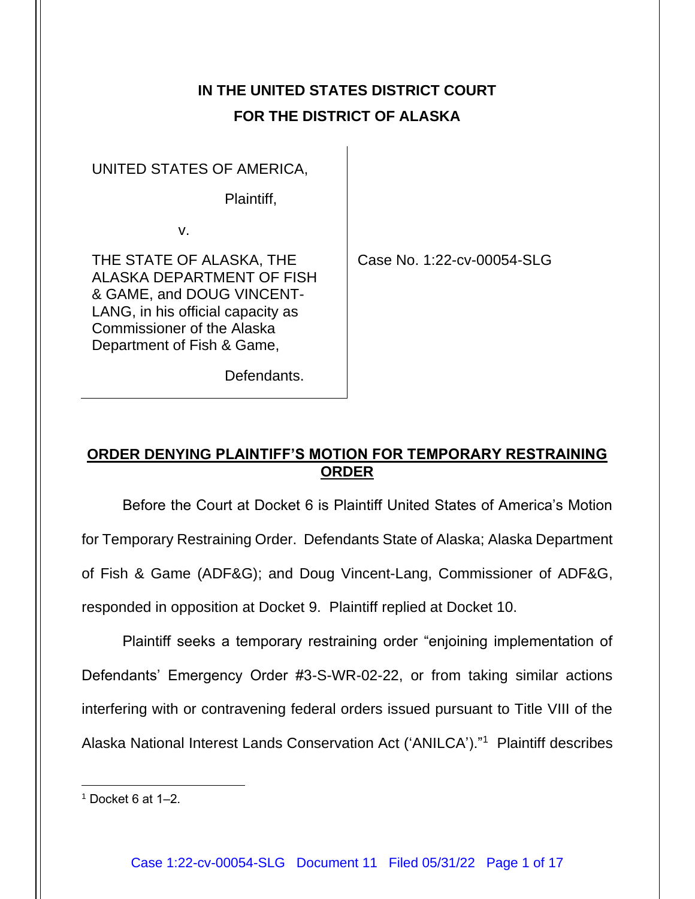# IN THE UNITED STATES DISTRICT COURT FOR THE DISTRICT OF ALASKA

| | |
|---|---|
| UNITED STATES OF AMERICA,<br><br>Plaintiff,<br><br>v.<br><br>THE STATE OF ALASKA, THE ALASKA DEPARTMENT OF FISH & GAME, and DOUG VINCENT-LANG, in his official capacity as Commissioner of the Alaska Department of Fish & Game,<br><br>Defendants. | Case No. 1:22-cv-00054-SLG |

## ORDER DENYING PLAINTIFF'S MOTION FOR TEMPORARY RESTRAINING ORDER

Before the Court at Docket 6 is Plaintiff United States of America's Motion for Temporary Restraining Order. Defendants State of Alaska; Alaska Department of Fish & Game (ADF&G); and Doug Vincent-Lang, Commissioner of ADF&G, responded in opposition at Docket 9. Plaintiff replied at Docket 10.

Plaintiff seeks a temporary restraining order "enjoining implementation of Defendants' Emergency Order #3-S-WR-02-22, or from taking similar actions interfering with or contravening federal orders issued pursuant to Title VIII of the Alaska National Interest Lands Conservation Act ('ANILCA')."[1] Plaintiff describes

[1] Docket 6 at 1–2.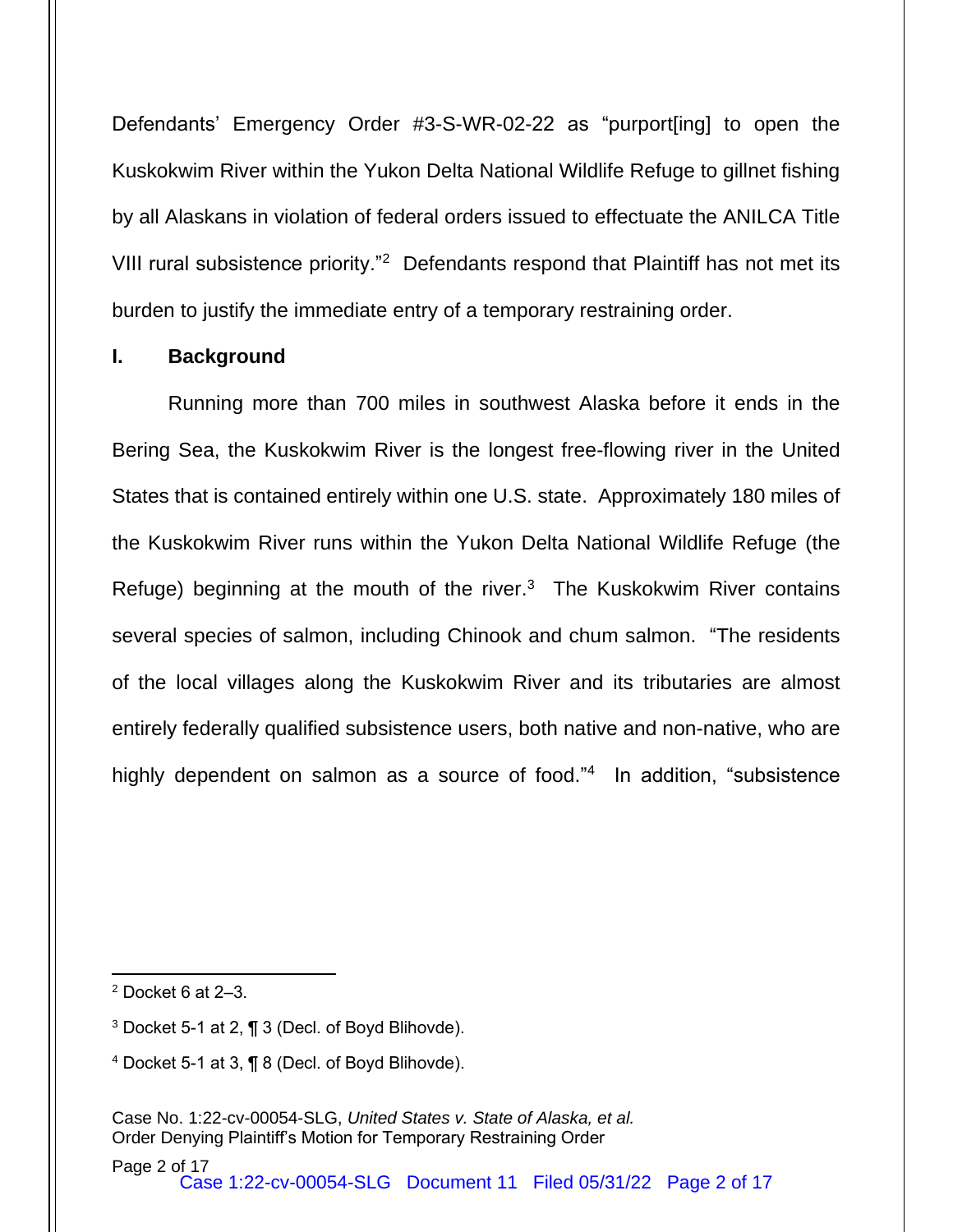Defendants' Emergency Order #3-S-WR-02-22 as "purport[ing] to open the Kuskokwim River within the Yukon Delta National Wildlife Refuge to gillnet fishing by all Alaskans in violation of federal orders issued to effectuate the ANILCA Title VIII rural subsistence priority."[2] Defendants respond that Plaintiff has not met its burden to justify the immediate entry of a temporary restraining order.

## I. Background

Running more than 700 miles in southwest Alaska before it ends in the Bering Sea, the Kuskokwim River is the longest free-flowing river in the United States that is contained entirely within one U.S. state. Approximately 180 miles of the Kuskokwim River runs within the Yukon Delta National Wildlife Refuge (the Refuge) beginning at the mouth of the river.[3] The Kuskokwim River contains several species of salmon, including Chinook and chum salmon. "The residents of the local villages along the Kuskokwim River and its tributaries are almost entirely federally qualified subsistence users, both native and non-native, who are highly dependent on salmon as a source of food."[4] In addition, "subsistence

---

[2] Docket 6 at 2–3.

[3] Docket 5-1 at 2, ¶ 3 (Decl. of Boyd Blihovde).

[4] Docket 5-1 at 3, ¶ 8 (Decl. of Boyd Blihovde).

Case No. 1:22-cv-00054-SLG, *United States v. State of Alaska, et al.*
Order Denying Plaintiff's Motion for Temporary Restraining Order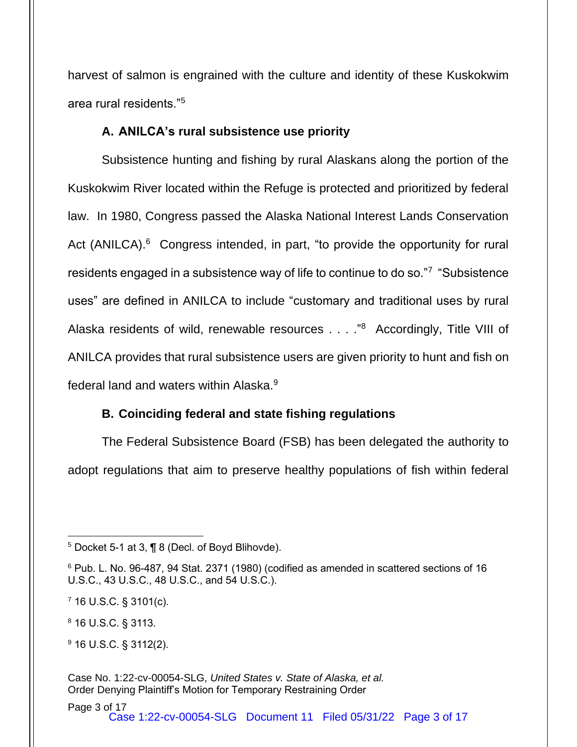harvest of salmon is engrained with the culture and identity of these Kuskokwim area rural residents."[5]

### A. ANILCA's rural subsistence use priority

Subsistence hunting and fishing by rural Alaskans along the portion of the Kuskokwim River located within the Refuge is protected and prioritized by federal law. In 1980, Congress passed the Alaska National Interest Lands Conservation Act (ANILCA).[6] Congress intended, in part, "to provide the opportunity for rural residents engaged in a subsistence way of life to continue to do so."[7] "Subsistence uses" are defined in ANILCA to include "customary and traditional uses by rural Alaska residents of wild, renewable resources . . . ."[8] Accordingly, Title VIII of ANILCA provides that rural subsistence users are given priority to hunt and fish on federal land and waters within Alaska.[9]

### B. Coinciding federal and state fishing regulations

The Federal Subsistence Board (FSB) has been delegated the authority to adopt regulations that aim to preserve healthy populations of fish within federal

---

[5] Docket 5-1 at 3, ¶ 8 (Decl. of Boyd Blihovde).

[6] Pub. L. No. 96-487, 94 Stat. 2371 (1980) (codified as amended in scattered sections of 16 U.S.C., 43 U.S.C., 48 U.S.C., and 54 U.S.C.).

[7] 16 U.S.C. § 3101(c).

[8] 16 U.S.C. § 3113.

[9] 16 U.S.C. § 3112(2).

Case No. 1:22-cv-00054-SLG, *United States v. State of Alaska, et al.*
Order Denying Plaintiff's Motion for Temporary Restraining Order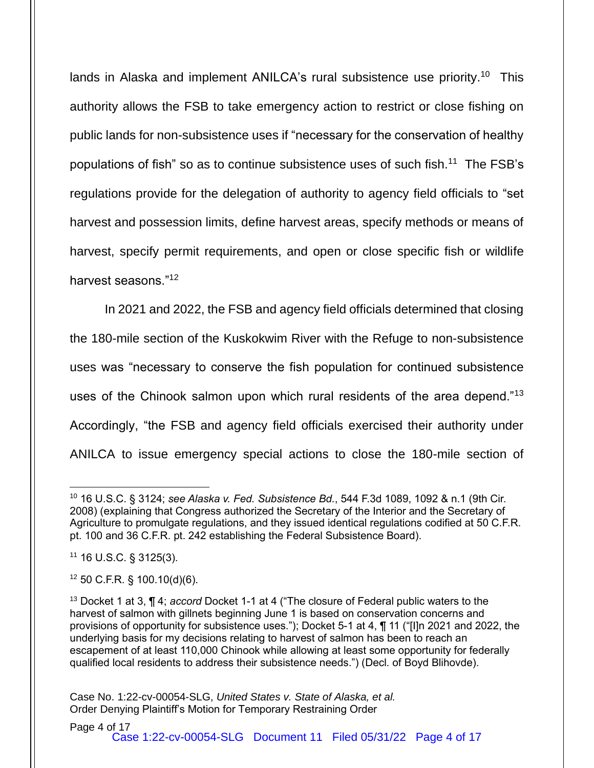lands in Alaska and implement ANILCA's rural subsistence use priority.[10] This authority allows the FSB to take emergency action to restrict or close fishing on public lands for non-subsistence uses if "necessary for the conservation of healthy populations of fish" so as to continue subsistence uses of such fish.[11] The FSB's regulations provide for the delegation of authority to agency field officials to "set harvest and possession limits, define harvest areas, specify methods or means of harvest, specify permit requirements, and open or close specific fish or wildlife harvest seasons."[12]

In 2021 and 2022, the FSB and agency field officials determined that closing the 180-mile section of the Kuskokwim River with the Refuge to non-subsistence uses was "necessary to conserve the fish population for continued subsistence uses of the Chinook salmon upon which rural residents of the area depend."[13] Accordingly, "the FSB and agency field officials exercised their authority under ANILCA to issue emergency special actions to close the 180-mile section of

---

[10] 16 U.S.C. § 3124; *see Alaska v. Fed. Subsistence Bd.*, 544 F.3d 1089, 1092 & n.1 (9th Cir. 2008) (explaining that Congress authorized the Secretary of the Interior and the Secretary of Agriculture to promulgate regulations, and they issued identical regulations codified at 50 C.F.R. pt. 100 and 36 C.F.R. pt. 242 establishing the Federal Subsistence Board).

[11] 16 U.S.C. § 3125(3).

[12] 50 C.F.R. § 100.10(d)(6).

[13] Docket 1 at 3, ¶ 4; *accord* Docket 1-1 at 4 ("The closure of Federal public waters to the harvest of salmon with gillnets beginning June 1 is based on conservation concerns and provisions of opportunity for subsistence uses."); Docket 5-1 at 4, ¶ 11 ("[I]n 2021 and 2022, the underlying basis for my decisions relating to harvest of salmon has been to reach an escapement of at least 110,000 Chinook while allowing at least some opportunity for federally qualified local residents to address their subsistence needs.") (Decl. of Boyd Blihovde).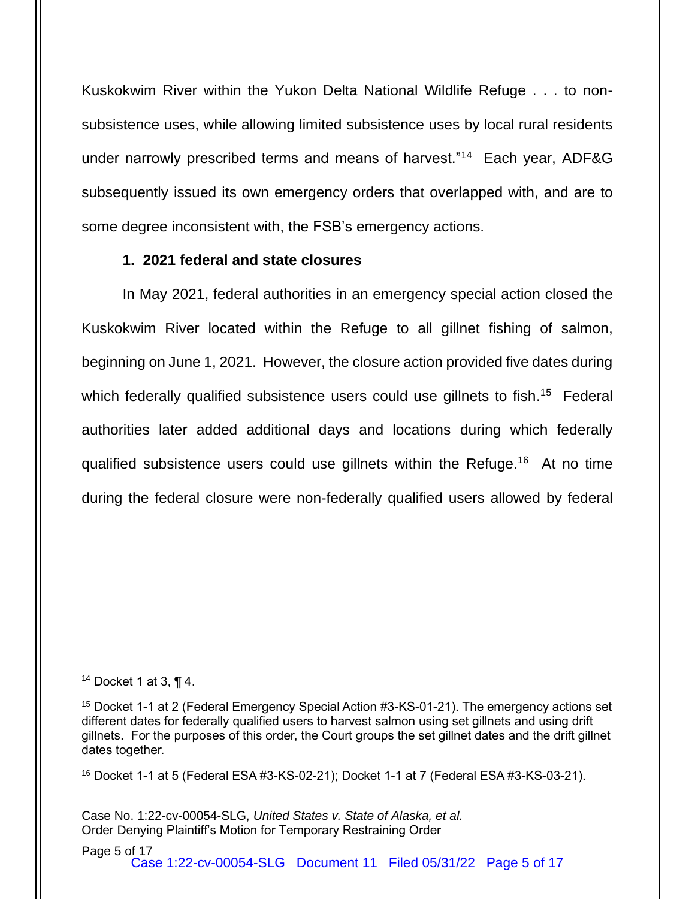Kuskokwim River within the Yukon Delta National Wildlife Refuge . . . to non-subsistence uses, while allowing limited subsistence uses by local rural residents under narrowly prescribed terms and means of harvest."[14] Each year, ADF&G subsequently issued its own emergency orders that overlapped with, and are to some degree inconsistent with, the FSB's emergency actions.

**1. 2021 federal and state closures**

In May 2021, federal authorities in an emergency special action closed the Kuskokwim River located within the Refuge to all gillnet fishing of salmon, beginning on June 1, 2021. However, the closure action provided five dates during which federally qualified subsistence users could use gillnets to fish.[15] Federal authorities later added additional days and locations during which federally qualified subsistence users could use gillnets within the Refuge.[16] At no time during the federal closure were non-federally qualified users allowed by federal

---

[14] Docket 1 at 3, ¶ 4.

[15] Docket 1-1 at 2 (Federal Emergency Special Action #3-KS-01-21). The emergency actions set different dates for federally qualified users to harvest salmon using set gillnets and using drift gillnets. For the purposes of this order, the Court groups the set gillnet dates and the drift gillnet dates together.

[16] Docket 1-1 at 5 (Federal ESA #3-KS-02-21); Docket 1-1 at 7 (Federal ESA #3-KS-03-21).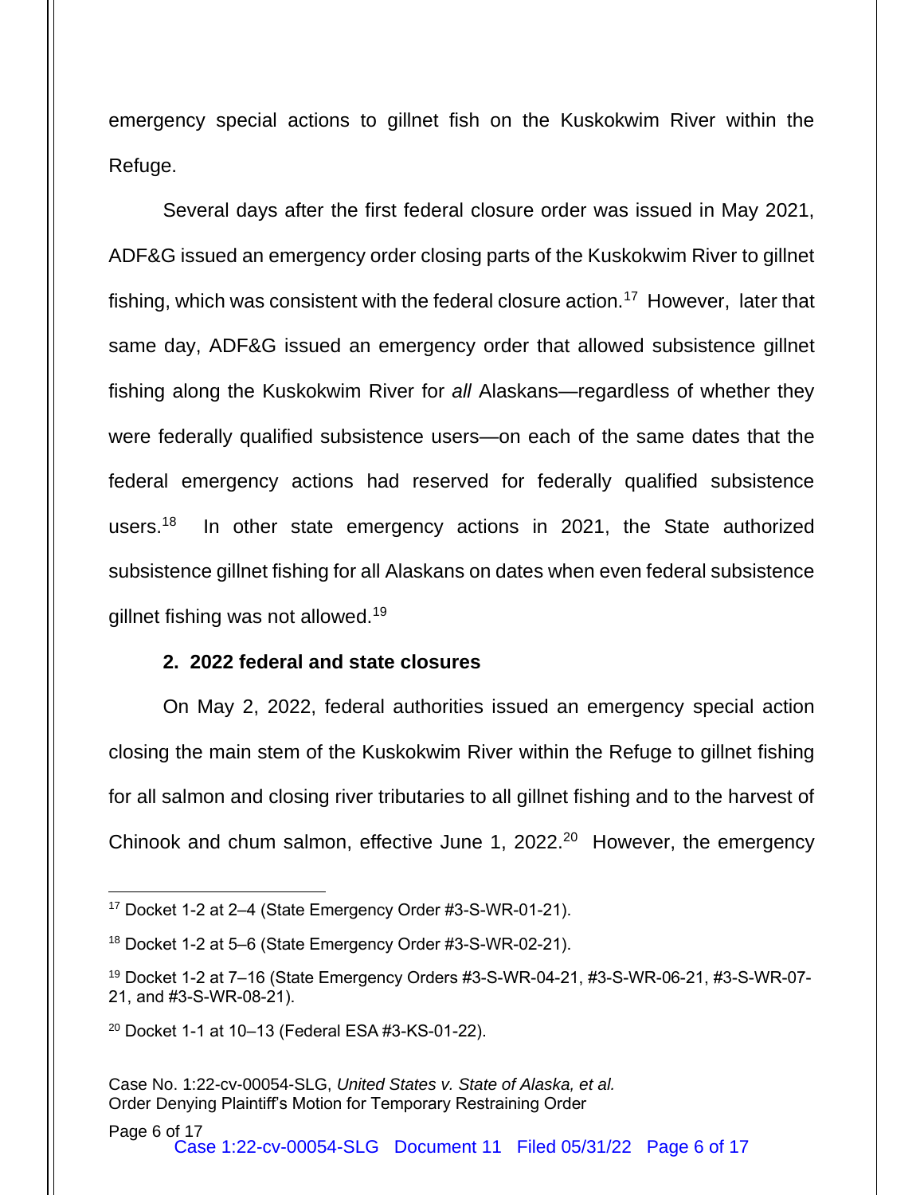emergency special actions to gillnet fish on the Kuskokwim River within the Refuge.

Several days after the first federal closure order was issued in May 2021, ADF&G issued an emergency order closing parts of the Kuskokwim River to gillnet fishing, which was consistent with the federal closure action.[17] However, later that same day, ADF&G issued an emergency order that allowed subsistence gillnet fishing along the Kuskokwim River for *all* Alaskans—regardless of whether they were federally qualified subsistence users—on each of the same dates that the federal emergency actions had reserved for federally qualified subsistence users.[18] In other state emergency actions in 2021, the State authorized subsistence gillnet fishing for all Alaskans on dates when even federal subsistence gillnet fishing was not allowed.[19]

**2. 2022 federal and state closures**

On May 2, 2022, federal authorities issued an emergency special action closing the main stem of the Kuskokwim River within the Refuge to gillnet fishing for all salmon and closing river tributaries to all gillnet fishing and to the harvest of Chinook and chum salmon, effective June 1, 2022.[20] However, the emergency

---

[17] Docket 1-2 at 2–4 (State Emergency Order #3-S-WR-01-21).

[18] Docket 1-2 at 5–6 (State Emergency Order #3-S-WR-02-21).

[19] Docket 1-2 at 7–16 (State Emergency Orders #3-S-WR-04-21, #3-S-WR-06-21, #3-S-WR-07-21, and #3-S-WR-08-21).

[20] Docket 1-1 at 10–13 (Federal ESA #3-KS-01-22).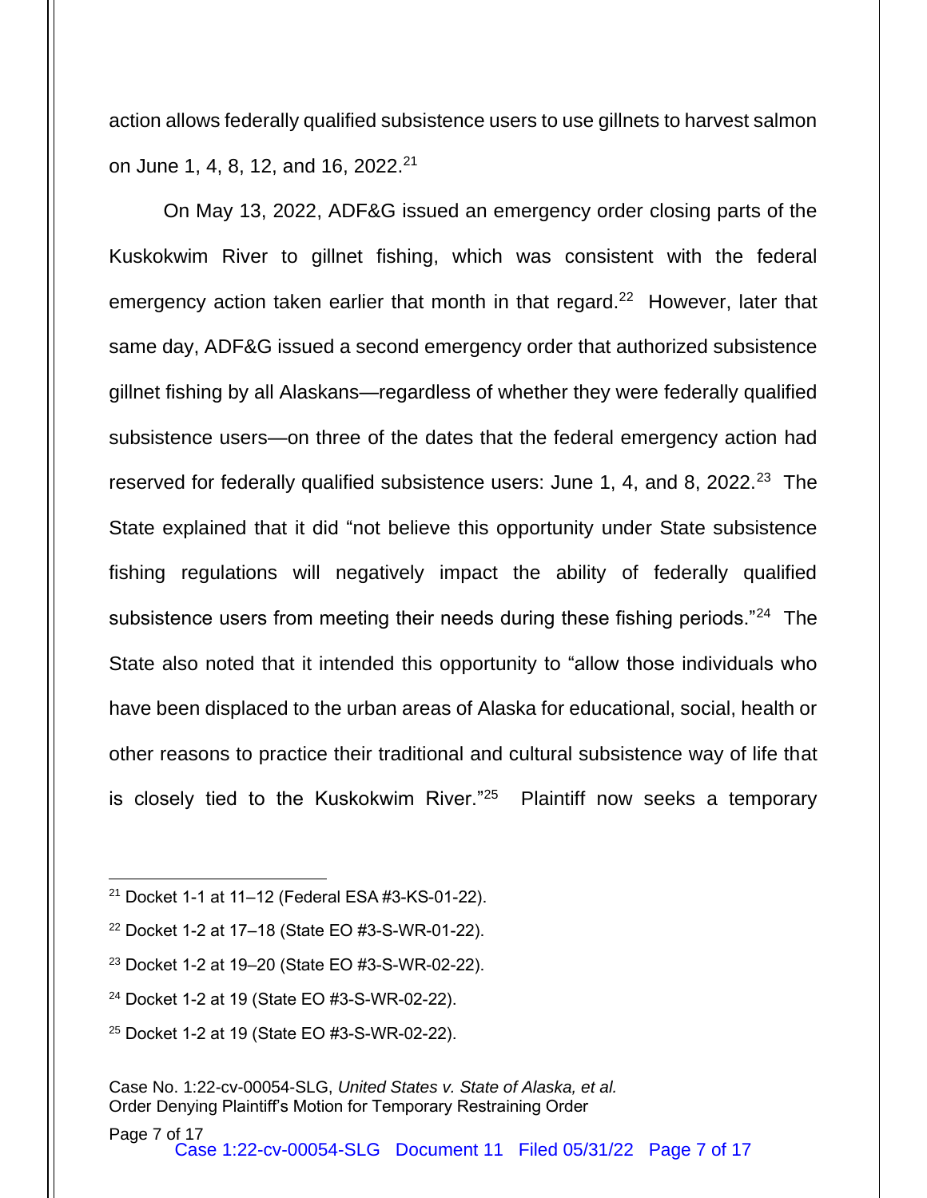action allows federally qualified subsistence users to use gillnets to harvest salmon on June 1, 4, 8, 12, and 16, 2022.[21]

On May 13, 2022, ADF&G issued an emergency order closing parts of the Kuskokwim River to gillnet fishing, which was consistent with the federal emergency action taken earlier that month in that regard.[22] However, later that same day, ADF&G issued a second emergency order that authorized subsistence gillnet fishing by all Alaskans—regardless of whether they were federally qualified subsistence users—on three of the dates that the federal emergency action had reserved for federally qualified subsistence users: June 1, 4, and 8, 2022.[23] The State explained that it did "not believe this opportunity under State subsistence fishing regulations will negatively impact the ability of federally qualified subsistence users from meeting their needs during these fishing periods."[24] The State also noted that it intended this opportunity to "allow those individuals who have been displaced to the urban areas of Alaska for educational, social, health or other reasons to practice their traditional and cultural subsistence way of life that is closely tied to the Kuskokwim River."[25] Plaintiff now seeks a temporary

---

[21] Docket 1-1 at 11–12 (Federal ESA #3-KS-01-22).

[22] Docket 1-2 at 17–18 (State EO #3-S-WR-01-22).

[23] Docket 1-2 at 19–20 (State EO #3-S-WR-02-22).

[24] Docket 1-2 at 19 (State EO #3-S-WR-02-22).

[25] Docket 1-2 at 19 (State EO #3-S-WR-02-22).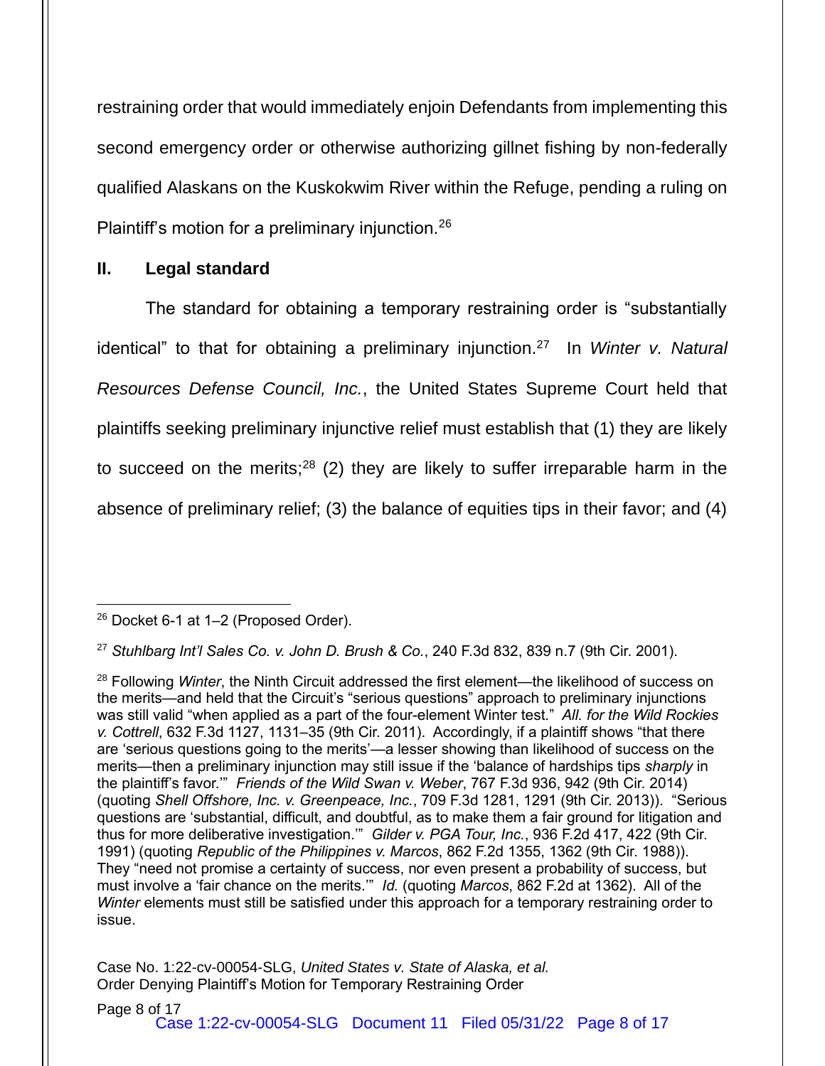restraining order that would immediately enjoin Defendants from implementing this second emergency order or otherwise authorizing gillnet fishing by non-federally qualified Alaskans on the Kuskokwim River within the Refuge, pending a ruling on Plaintiff's motion for a preliminary injunction.[26]

## II. Legal standard

The standard for obtaining a temporary restraining order is "substantially identical" to that for obtaining a preliminary injunction.[27] In *Winter v. Natural Resources Defense Council, Inc.*, the United States Supreme Court held that plaintiffs seeking preliminary injunctive relief must establish that (1) they are likely to succeed on the merits;[28] (2) they are likely to suffer irreparable harm in the absence of preliminary relief; (3) the balance of equities tips in their favor; and (4)

---

[26] Docket 6-1 at 1–2 (Proposed Order).

[27] *Stuhlbarg Int'l Sales Co. v. John D. Brush & Co.*, 240 F.3d 832, 839 n.7 (9th Cir. 2001).

[28] Following *Winter*, the Ninth Circuit addressed the first element—the likelihood of success on the merits—and held that the Circuit's "serious questions" approach to preliminary injunctions was still valid "when applied as a part of the four-element Winter test." *All. for the Wild Rockies v. Cottrell*, 632 F.3d 1127, 1131–35 (9th Cir. 2011). Accordingly, if a plaintiff shows "that there are 'serious questions going to the merits'—a lesser showing than likelihood of success on the merits—then a preliminary injunction may still issue if the 'balance of hardships tips *sharply* in the plaintiff's favor.'" *Friends of the Wild Swan v. Weber*, 767 F.3d 936, 942 (9th Cir. 2014) (quoting *Shell Offshore, Inc. v. Greenpeace, Inc.*, 709 F.3d 1281, 1291 (9th Cir. 2013)). "Serious questions are 'substantial, difficult, and doubtful, as to make them a fair ground for litigation and thus for more deliberative investigation.'" *Gilder v. PGA Tour, Inc.*, 936 F.2d 417, 422 (9th Cir. 1991) (quoting *Republic of the Philippines v. Marcos*, 862 F.2d 1355, 1362 (9th Cir. 1988)). They "need not promise a certainty of success, nor even present a probability of success, but must involve a 'fair chance on the merits.'" *Id.* (quoting *Marcos*, 862 F.2d at 1362). All of the *Winter* elements must still be satisfied under this approach for a temporary restraining order to issue.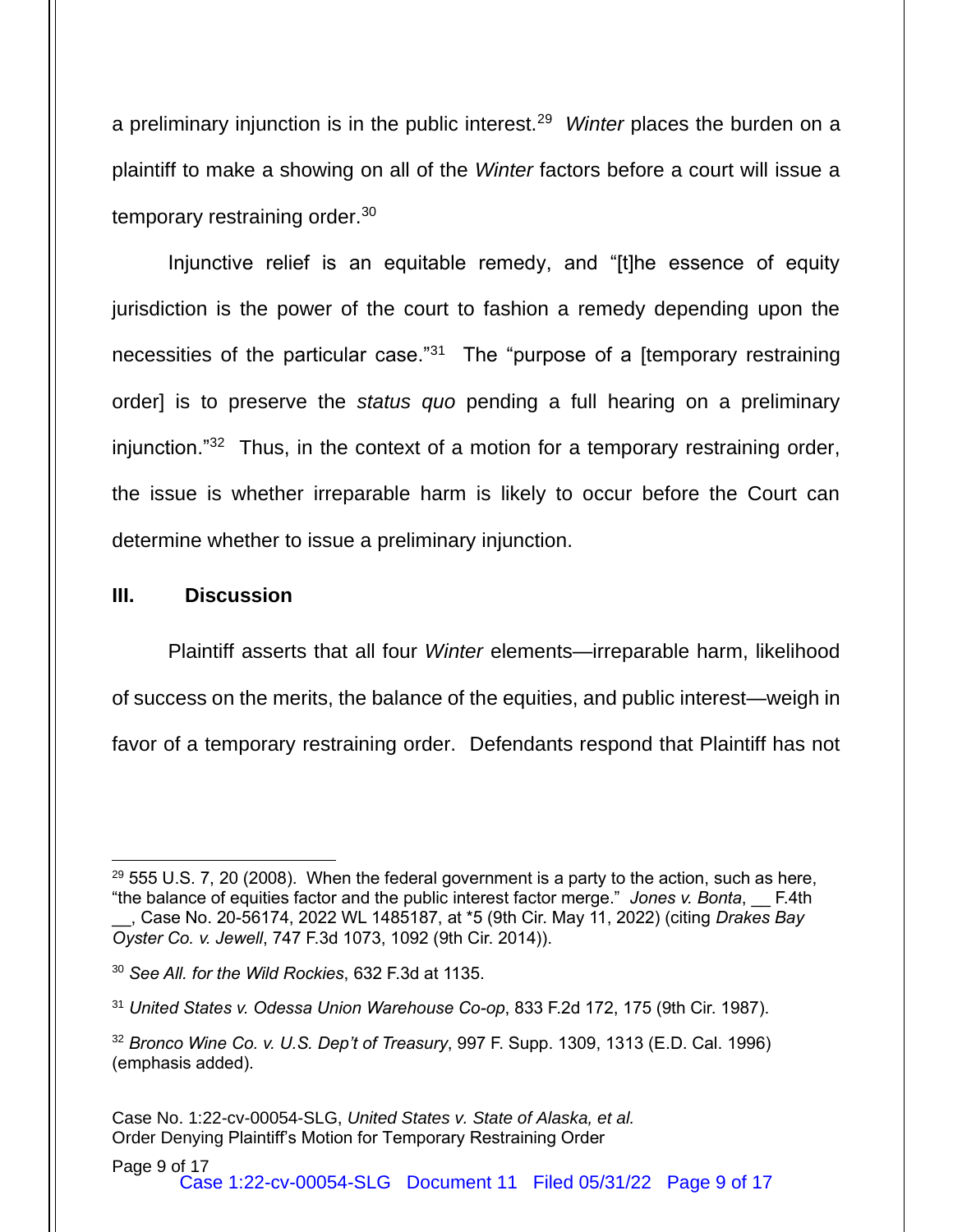a preliminary injunction is in the public interest.[29] *Winter* places the burden on a plaintiff to make a showing on all of the *Winter* factors before a court will issue a temporary restraining order.[30]

Injunctive relief is an equitable remedy, and "[t]he essence of equity jurisdiction is the power of the court to fashion a remedy depending upon the necessities of the particular case."[31] The "purpose of a [temporary restraining order] is to preserve the *status quo* pending a full hearing on a preliminary injunction."[32] Thus, in the context of a motion for a temporary restraining order, the issue is whether irreparable harm is likely to occur before the Court can determine whether to issue a preliminary injunction.

## III. Discussion

Plaintiff asserts that all four *Winter* elements—irreparable harm, likelihood of success on the merits, the balance of the equities, and public interest—weigh in favor of a temporary restraining order. Defendants respond that Plaintiff has not

---

[29] 555 U.S. 7, 20 (2008). When the federal government is a party to the action, such as here, "the balance of equities factor and the public interest factor merge." *Jones v. Bonta*, __ F.4th __, Case No. 20-56174, 2022 WL 1485187, at *5 (9th Cir. May 11, 2022) (citing *Drakes Bay Oyster Co. v. Jewell*, 747 F.3d 1073, 1092 (9th Cir. 2014)).

[30] *See All. for the Wild Rockies*, 632 F.3d at 1135.

[31] *United States v. Odessa Union Warehouse Co-op*, 833 F.2d 172, 175 (9th Cir. 1987).

[32] *Bronco Wine Co. v. U.S. Dep't of Treasury*, 997 F. Supp. 1309, 1313 (E.D. Cal. 1996) (emphasis added).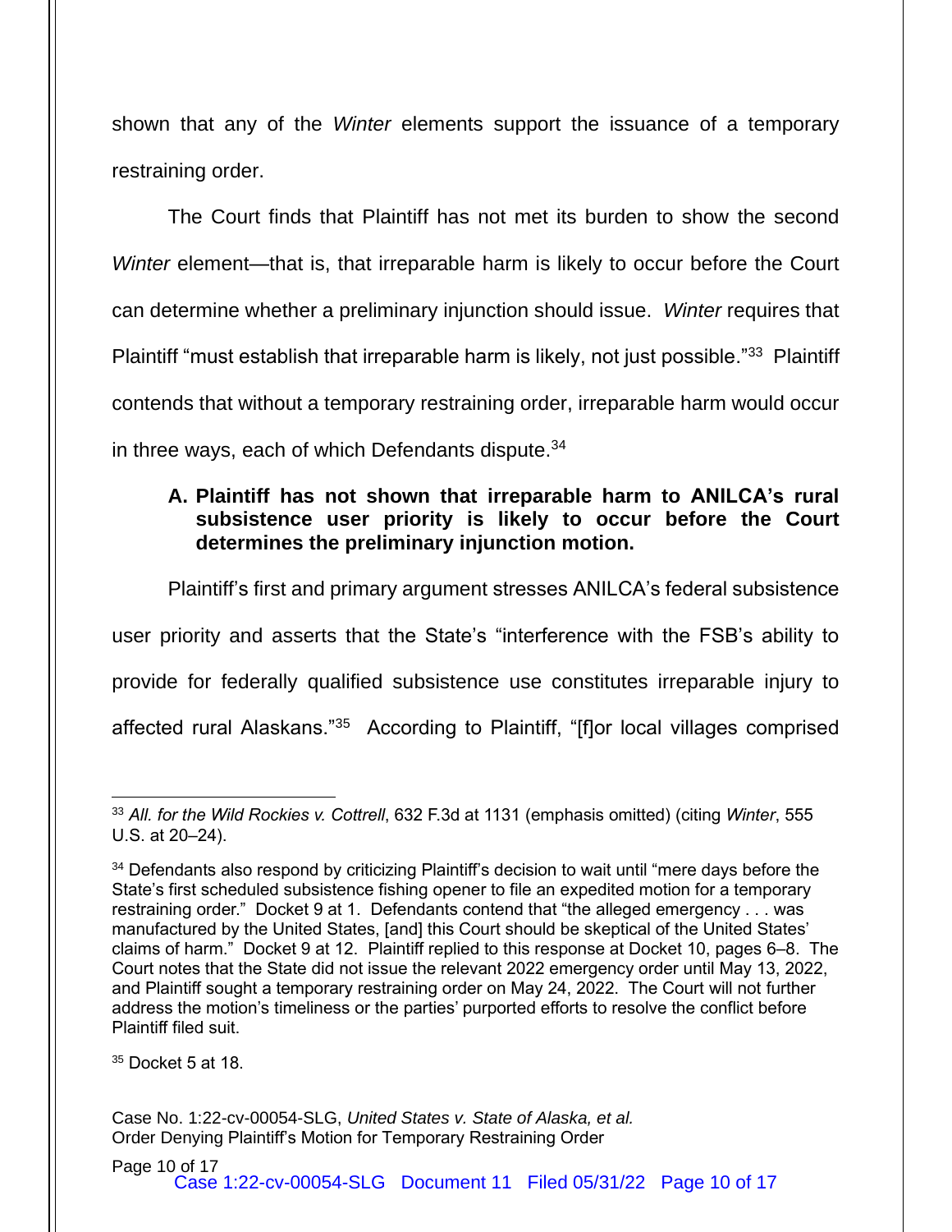shown that any of the *Winter* elements support the issuance of a temporary restraining order.

The Court finds that Plaintiff has not met its burden to show the second *Winter* element—that is, that irreparable harm is likely to occur before the Court can determine whether a preliminary injunction should issue. *Winter* requires that Plaintiff "must establish that irreparable harm is likely, not just possible."[33] Plaintiff contends that without a temporary restraining order, irreparable harm would occur in three ways, each of which Defendants dispute.[34]

**A. Plaintiff has not shown that irreparable harm to ANILCA's rural subsistence user priority is likely to occur before the Court determines the preliminary injunction motion.**

Plaintiff's first and primary argument stresses ANILCA's federal subsistence user priority and asserts that the State's "interference with the FSB's ability to provide for federally qualified subsistence use constitutes irreparable injury to affected rural Alaskans."[35] According to Plaintiff, "[f]or local villages comprised

---

[33] *All. for the Wild Rockies v. Cottrell*, 632 F.3d at 1131 (emphasis omitted) (citing *Winter*, 555 U.S. at 20–24).

[34] Defendants also respond by criticizing Plaintiff's decision to wait until "mere days before the State's first scheduled subsistence fishing opener to file an expedited motion for a temporary restraining order." Docket 9 at 1. Defendants contend that "the alleged emergency . . . was manufactured by the United States, [and] this Court should be skeptical of the United States' claims of harm." Docket 9 at 12. Plaintiff replied to this response at Docket 10, pages 6–8. The Court notes that the State did not issue the relevant 2022 emergency order until May 13, 2022, and Plaintiff sought a temporary restraining order on May 24, 2022. The Court will not further address the motion's timeliness or the parties' purported efforts to resolve the conflict before Plaintiff filed suit.

[35] Docket 5 at 18.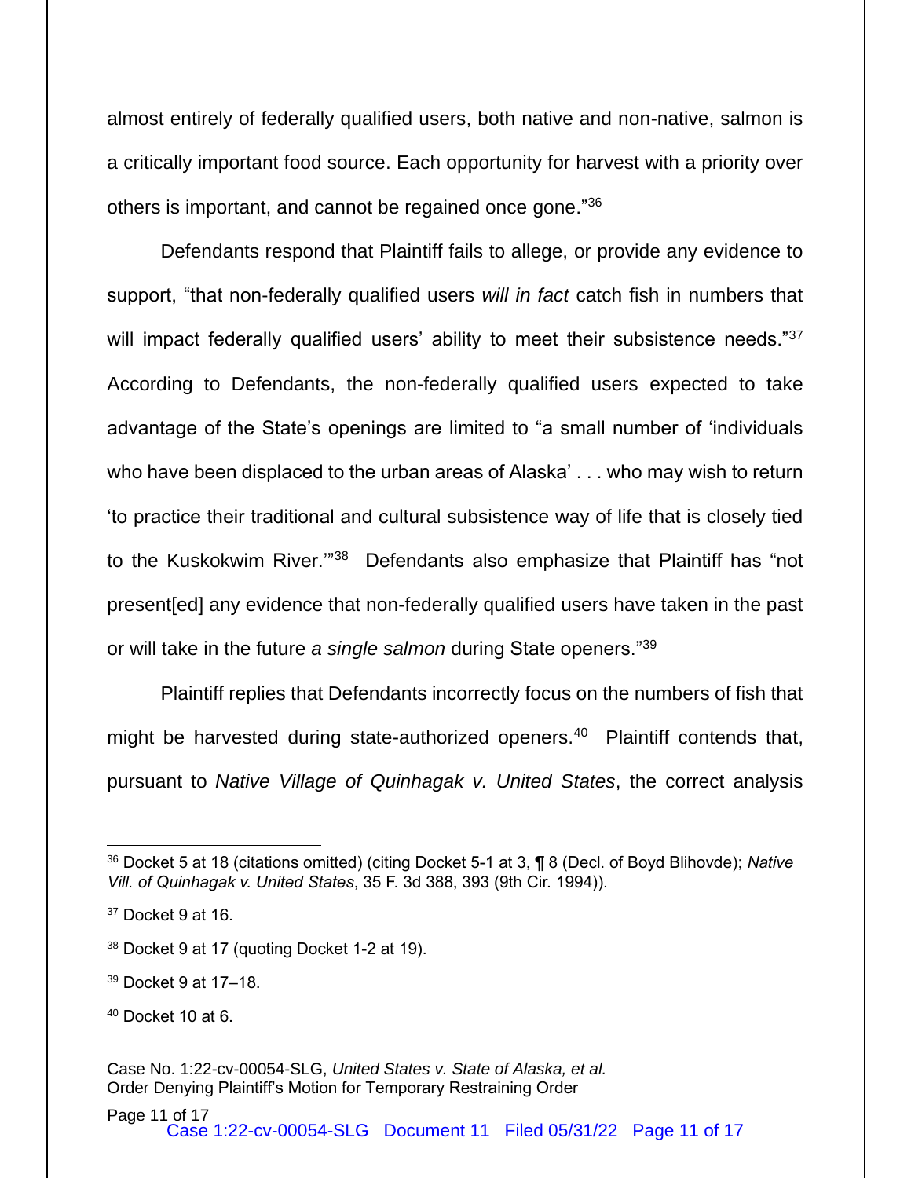almost entirely of federally qualified users, both native and non-native, salmon is a critically important food source. Each opportunity for harvest with a priority over others is important, and cannot be regained once gone."[36]

Defendants respond that Plaintiff fails to allege, or provide any evidence to support, "that non-federally qualified users *will in fact* catch fish in numbers that will impact federally qualified users' ability to meet their subsistence needs."[37] According to Defendants, the non-federally qualified users expected to take advantage of the State's openings are limited to "a small number of 'individuals who have been displaced to the urban areas of Alaska' . . . who may wish to return 'to practice their traditional and cultural subsistence way of life that is closely tied to the Kuskokwim River.'"[38] Defendants also emphasize that Plaintiff has "not present[ed] any evidence that non-federally qualified users have taken in the past or will take in the future *a single salmon* during State openers."[39]

Plaintiff replies that Defendants incorrectly focus on the numbers of fish that might be harvested during state-authorized openers.[40] Plaintiff contends that, pursuant to *Native Village of Quinhagak v. United States*, the correct analysis

---

[36] Docket 5 at 18 (citations omitted) (citing Docket 5-1 at 3, ¶ 8 (Decl. of Boyd Blihovde); *Native Vill. of Quinhagak v. United States*, 35 F. 3d 388, 393 (9th Cir. 1994)).

[37] Docket 9 at 16.

[38] Docket 9 at 17 (quoting Docket 1-2 at 19).

[39] Docket 9 at 17–18.

[40] Docket 10 at 6.

Case No. 1:22-cv-00054-SLG, *United States v. State of Alaska, et al.*
Order Denying Plaintiff's Motion for Temporary Restraining Order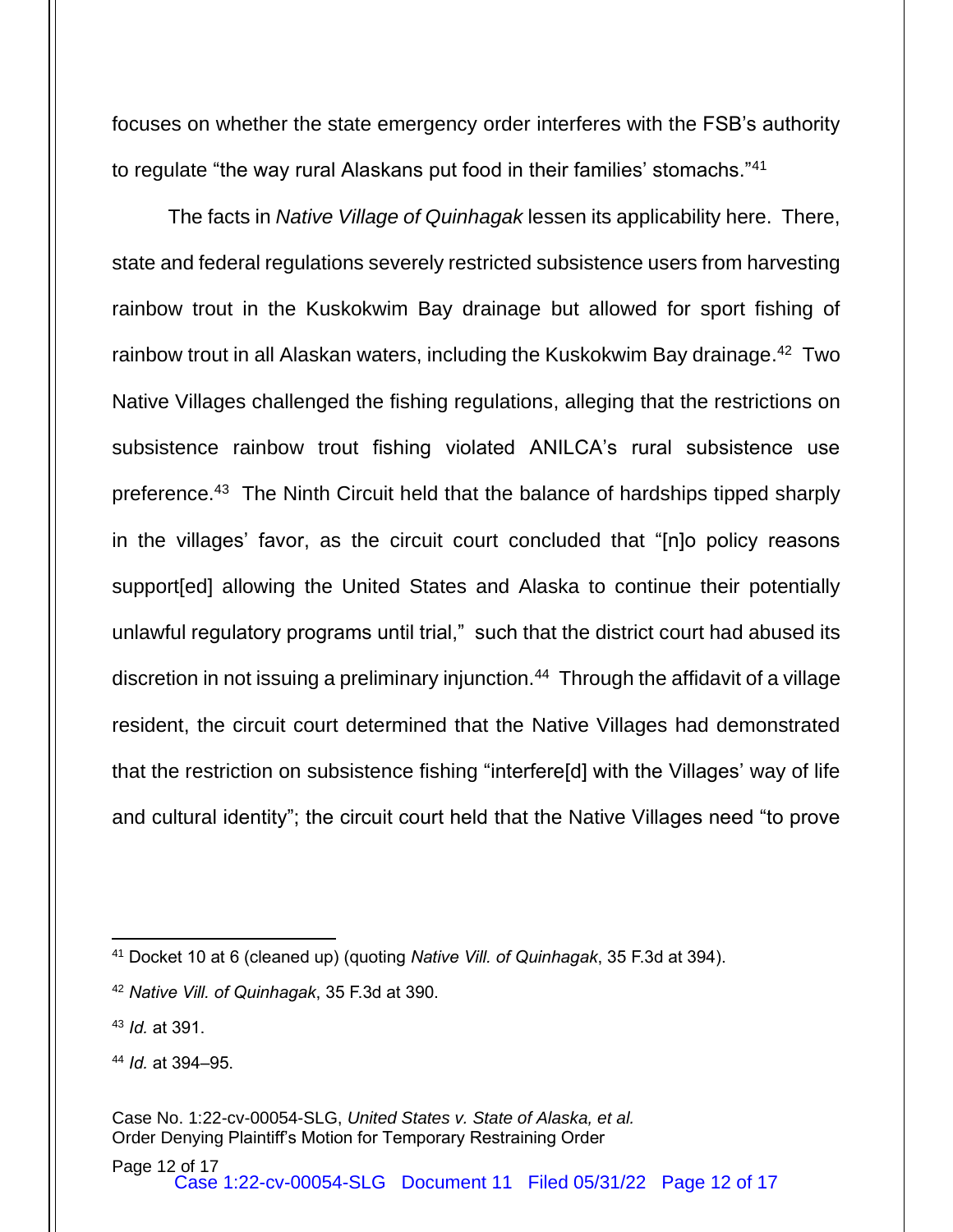focuses on whether the state emergency order interferes with the FSB's authority to regulate "the way rural Alaskans put food in their families' stomachs."[41]

The facts in *Native Village of Quinhagak* lessen its applicability here. There, state and federal regulations severely restricted subsistence users from harvesting rainbow trout in the Kuskokwim Bay drainage but allowed for sport fishing of rainbow trout in all Alaskan waters, including the Kuskokwim Bay drainage.[42] Two Native Villages challenged the fishing regulations, alleging that the restrictions on subsistence rainbow trout fishing violated ANILCA's rural subsistence use preference.[43] The Ninth Circuit held that the balance of hardships tipped sharply in the villages' favor, as the circuit court concluded that "[n]o policy reasons support[ed] allowing the United States and Alaska to continue their potentially unlawful regulatory programs until trial," such that the district court had abused its discretion in not issuing a preliminary injunction.[44] Through the affidavit of a village resident, the circuit court determined that the Native Villages had demonstrated that the restriction on subsistence fishing "interfere[d] with the Villages' way of life and cultural identity"; the circuit court held that the Native Villages need "to prove

---

[41] Docket 10 at 6 (cleaned up) (quoting *Native Vill. of Quinhagak*, 35 F.3d at 394).

[42] *Native Vill. of Quinhagak*, 35 F.3d at 390.

[43] *Id.* at 391.

[44] *Id.* at 394–95.

Case No. 1:22-cv-00054-SLG, *United States v. State of Alaska, et al.*
Order Denying Plaintiff's Motion for Temporary Restraining Order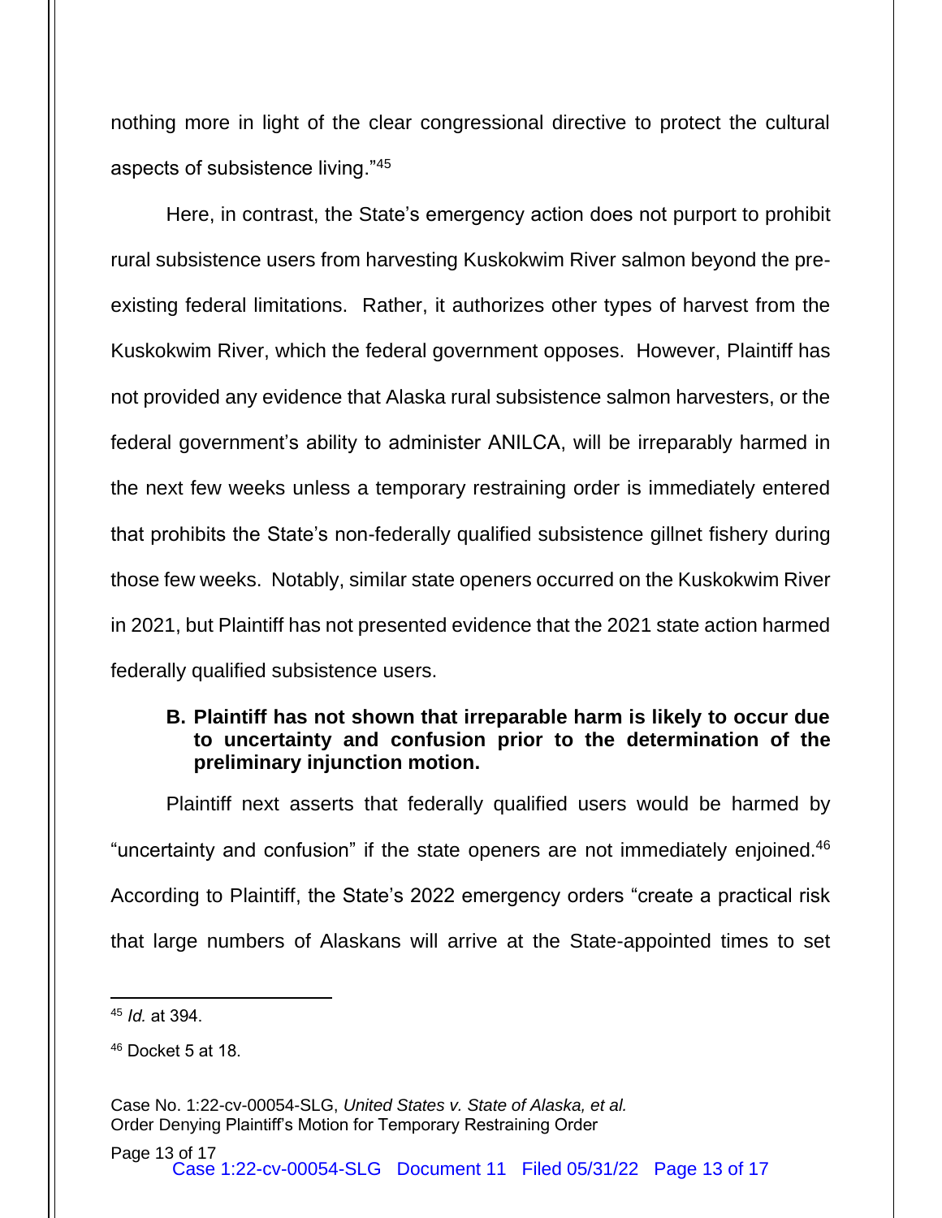nothing more in light of the clear congressional directive to protect the cultural aspects of subsistence living."[45]

Here, in contrast, the State's emergency action does not purport to prohibit rural subsistence users from harvesting Kuskokwim River salmon beyond the pre-existing federal limitations. Rather, it authorizes other types of harvest from the Kuskokwim River, which the federal government opposes. However, Plaintiff has not provided any evidence that Alaska rural subsistence salmon harvesters, or the federal government's ability to administer ANILCA, will be irreparably harmed in the next few weeks unless a temporary restraining order is immediately entered that prohibits the State's non-federally qualified subsistence gillnet fishery during those few weeks. Notably, similar state openers occurred on the Kuskokwim River in 2021, but Plaintiff has not presented evidence that the 2021 state action harmed federally qualified subsistence users.

**B. Plaintiff has not shown that irreparable harm is likely to occur due to uncertainty and confusion prior to the determination of the preliminary injunction motion.**

Plaintiff next asserts that federally qualified users would be harmed by "uncertainty and confusion" if the state openers are not immediately enjoined.[46] According to Plaintiff, the State's 2022 emergency orders "create a practical risk that large numbers of Alaskans will arrive at the State-appointed times to set

---

[45] *Id.* at 394.

[46] Docket 5 at 18.

Case No. 1:22-cv-00054-SLG, *United States v. State of Alaska, et al.*
Order Denying Plaintiff's Motion for Temporary Restraining Order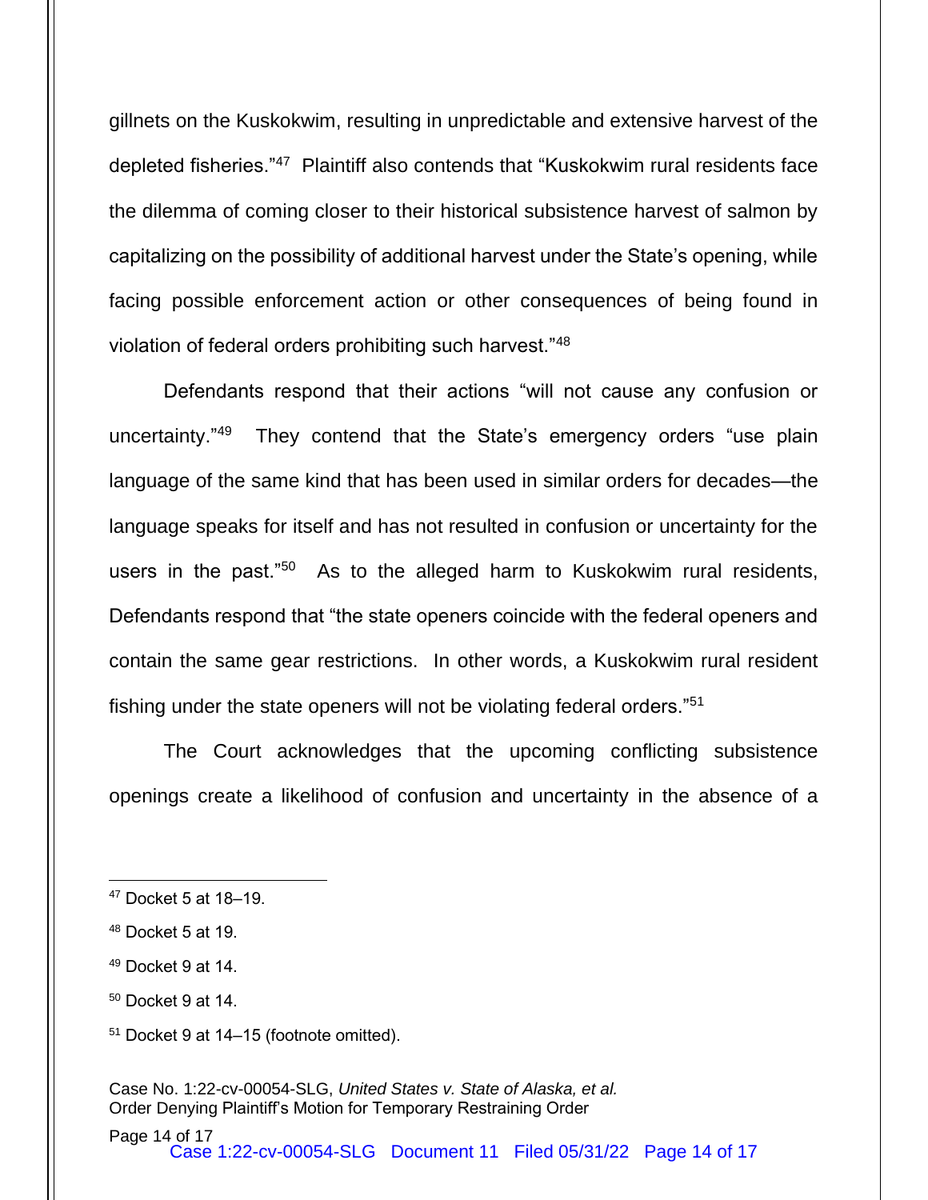gillnets on the Kuskokwim, resulting in unpredictable and extensive harvest of the depleted fisheries."[47] Plaintiff also contends that "Kuskokwim rural residents face the dilemma of coming closer to their historical subsistence harvest of salmon by capitalizing on the possibility of additional harvest under the State's opening, while facing possible enforcement action or other consequences of being found in violation of federal orders prohibiting such harvest."[48]

Defendants respond that their actions "will not cause any confusion or uncertainty."[49] They contend that the State's emergency orders "use plain language of the same kind that has been used in similar orders for decades—the language speaks for itself and has not resulted in confusion or uncertainty for the users in the past."[50] As to the alleged harm to Kuskokwim rural residents, Defendants respond that "the state openers coincide with the federal openers and contain the same gear restrictions. In other words, a Kuskokwim rural resident fishing under the state openers will not be violating federal orders."[51]

The Court acknowledges that the upcoming conflicting subsistence openings create a likelihood of confusion and uncertainty in the absence of a

---

[47] Docket 5 at 18–19.

[48] Docket 5 at 19.

[49] Docket 9 at 14.

[50] Docket 9 at 14.

[51] Docket 9 at 14–15 (footnote omitted).

Case No. 1:22-cv-00054-SLG, *United States v. State of Alaska, et al.*
Order Denying Plaintiff's Motion for Temporary Restraining Order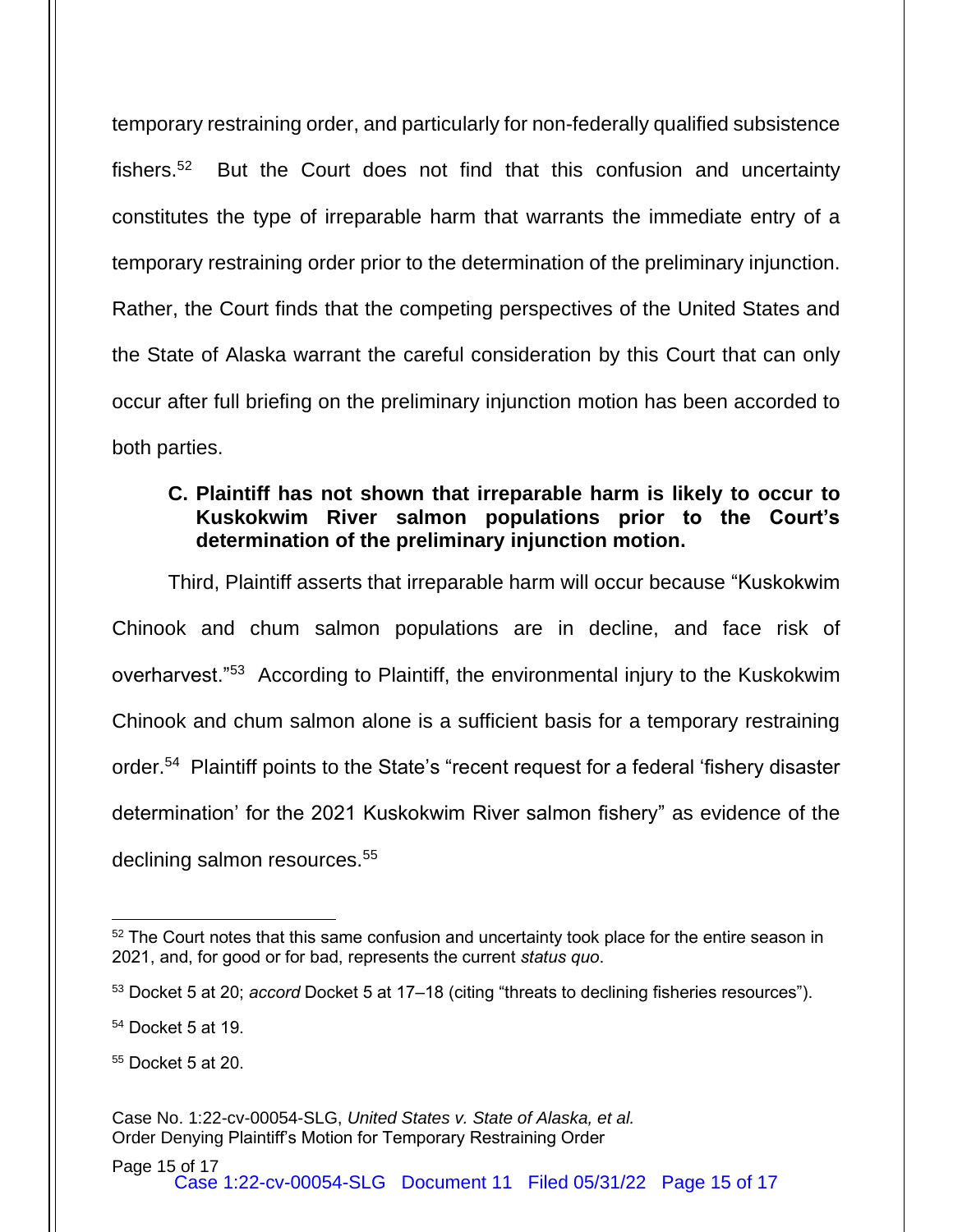temporary restraining order, and particularly for non-federally qualified subsistence fishers.[52] But the Court does not find that this confusion and uncertainty constitutes the type of irreparable harm that warrants the immediate entry of a temporary restraining order prior to the determination of the preliminary injunction. Rather, the Court finds that the competing perspectives of the United States and the State of Alaska warrant the careful consideration by this Court that can only occur after full briefing on the preliminary injunction motion has been accorded to both parties.

**C. Plaintiff has not shown that irreparable harm is likely to occur to Kuskokwim River salmon populations prior to the Court's determination of the preliminary injunction motion.**

Third, Plaintiff asserts that irreparable harm will occur because "Kuskokwim Chinook and chum salmon populations are in decline, and face risk of overharvest."[53] According to Plaintiff, the environmental injury to the Kuskokwim Chinook and chum salmon alone is a sufficient basis for a temporary restraining order.[54] Plaintiff points to the State's "recent request for a federal 'fishery disaster determination' for the 2021 Kuskokwim River salmon fishery" as evidence of the declining salmon resources.[55]

---

[52] The Court notes that this same confusion and uncertainty took place for the entire season in 2021, and, for good or for bad, represents the current *status quo*.

[53] Docket 5 at 20; *accord* Docket 5 at 17–18 (citing "threats to declining fisheries resources").

[54] Docket 5 at 19.

[55] Docket 5 at 20.

Case No. 1:22-cv-00054-SLG, *United States v. State of Alaska, et al.*
Order Denying Plaintiff's Motion for Temporary Restraining Order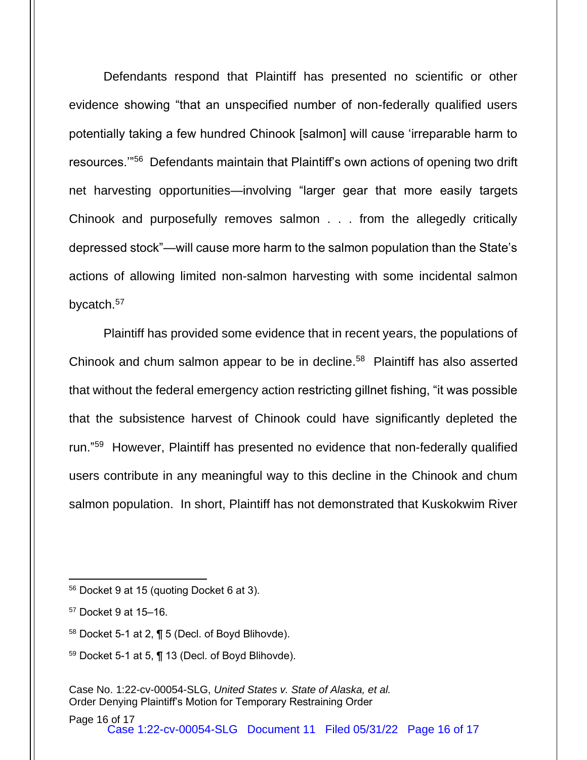Defendants respond that Plaintiff has presented no scientific or other evidence showing "that an unspecified number of non-federally qualified users potentially taking a few hundred Chinook [salmon] will cause 'irreparable harm to resources.'"[56] Defendants maintain that Plaintiff's own actions of opening two drift net harvesting opportunities—involving "larger gear that more easily targets Chinook and purposefully removes salmon . . . from the allegedly critically depressed stock"—will cause more harm to the salmon population than the State's actions of allowing limited non-salmon harvesting with some incidental salmon bycatch.[57]

Plaintiff has provided some evidence that in recent years, the populations of Chinook and chum salmon appear to be in decline.[58] Plaintiff has also asserted that without the federal emergency action restricting gillnet fishing, "it was possible that the subsistence harvest of Chinook could have significantly depleted the run."[59] However, Plaintiff has presented no evidence that non-federally qualified users contribute in any meaningful way to this decline in the Chinook and chum salmon population. In short, Plaintiff has not demonstrated that Kuskokwim River

---

[56] Docket 9 at 15 (quoting Docket 6 at 3).

[57] Docket 9 at 15–16.

[58] Docket 5-1 at 2, ¶ 5 (Decl. of Boyd Blihovde).

[59] Docket 5-1 at 5, ¶ 13 (Decl. of Boyd Blihovde).

Case No. 1:22-cv-00054-SLG, *United States v. State of Alaska, et al.*
Order Denying Plaintiff's Motion for Temporary Restraining Order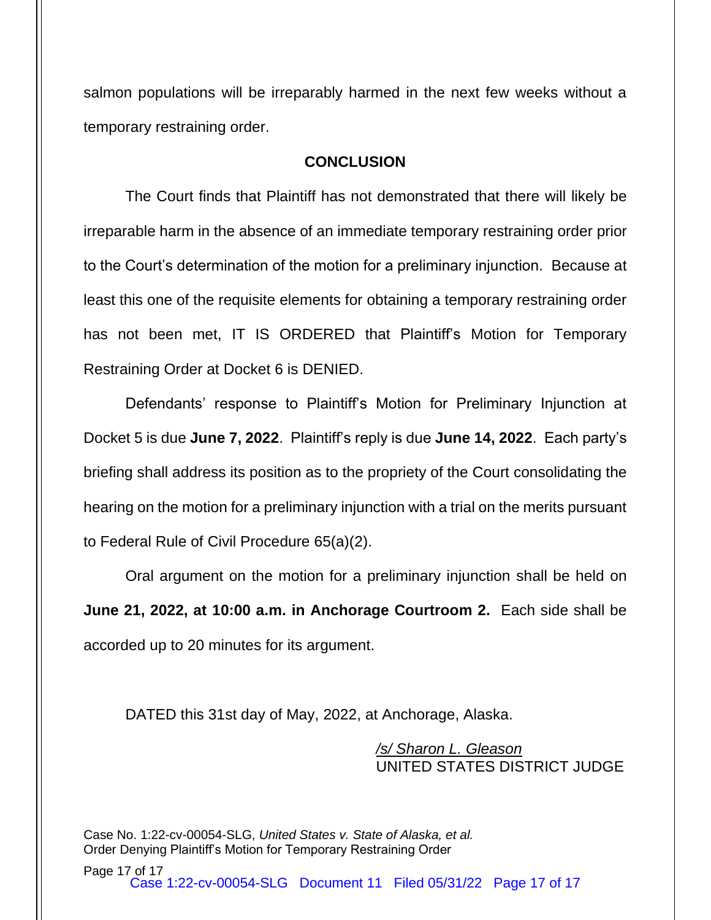salmon populations will be irreparably harmed in the next few weeks without a temporary restraining order.

## CONCLUSION

The Court finds that Plaintiff has not demonstrated that there will likely be irreparable harm in the absence of an immediate temporary restraining order prior to the Court's determination of the motion for a preliminary injunction. Because at least this one of the requisite elements for obtaining a temporary restraining order has not been met, IT IS ORDERED that Plaintiff's Motion for Temporary Restraining Order at Docket 6 is DENIED.

Defendants' response to Plaintiff's Motion for Preliminary Injunction at Docket 5 is due **June 7, 2022**. Plaintiff's reply is due **June 14, 2022**. Each party's briefing shall address its position as to the propriety of the Court consolidating the hearing on the motion for a preliminary injunction with a trial on the merits pursuant to Federal Rule of Civil Procedure 65(a)(2).

Oral argument on the motion for a preliminary injunction shall be held on **June 21, 2022, at 10:00 a.m. in Anchorage Courtroom 2.** Each side shall be accorded up to 20 minutes for its argument.

DATED this 31st day of May, 2022, at Anchorage, Alaska.

*/s/ Sharon L. Gleason*
UNITED STATES DISTRICT JUDGE